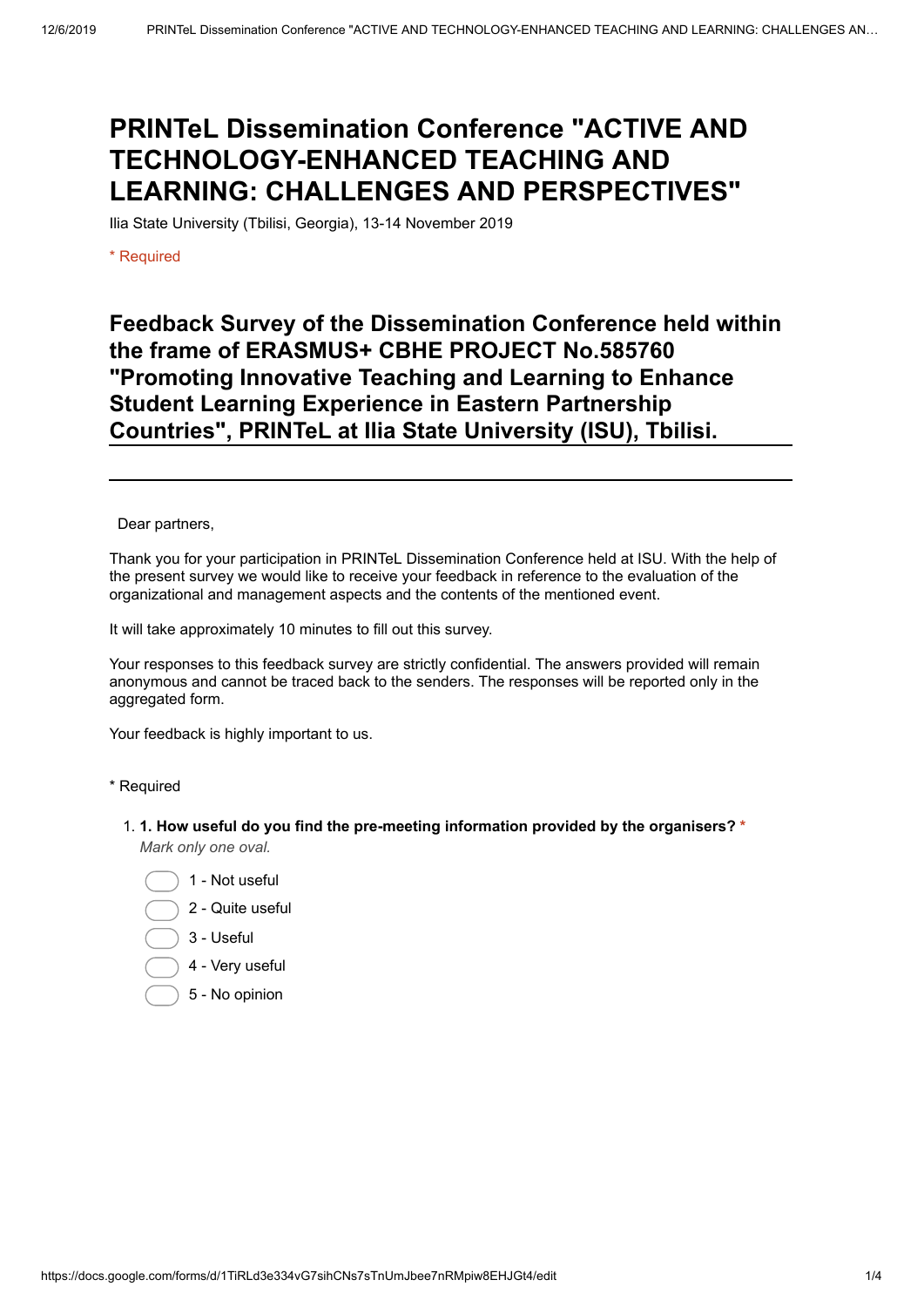# PRINTeL Dissemination Conference "ACTIVE AND TECHNOLOGY-ENHANCED TEACHING AND LEARNING: CHALLENGES AND PERSPECTIVES"

Ilia State University (Tbilisi, Georgia), 13-14 November 2019

* Required

## Feedback Survey of the Dissemination Conference held within the frame of ERASMUS+ CBHE PROJECT No.585760 "Promoting Innovative Teaching and Learning to Enhance Student Learning Experience in Eastern Partnership Countries", PRINTeL at Ilia State University (ISU), Tbilisi.

Dear partners,

Thank you for your participation in PRINTeL Dissemination Conference held at ISU. With the help of the present survey we would like to receive your feedback in reference to the evaluation of the organizational and management aspects and the contents of the mentioned event.

It will take approximately 10 minutes to fill out this survey.

Your responses to this feedback survey are strictly confidential. The answers provided will remain anonymous and cannot be traced back to the senders. The responses will be reported only in the aggregated form.

Your feedback is highly important to us.

* Required

1. **1. How useful do you find the pre-meeting information provided by the organisers?** *

   *Mark only one oval.*

   - 1 - Not useful
   - 2 - Quite useful
   - 3 - Useful
   - 4 - Very useful
   - 5 - No opinion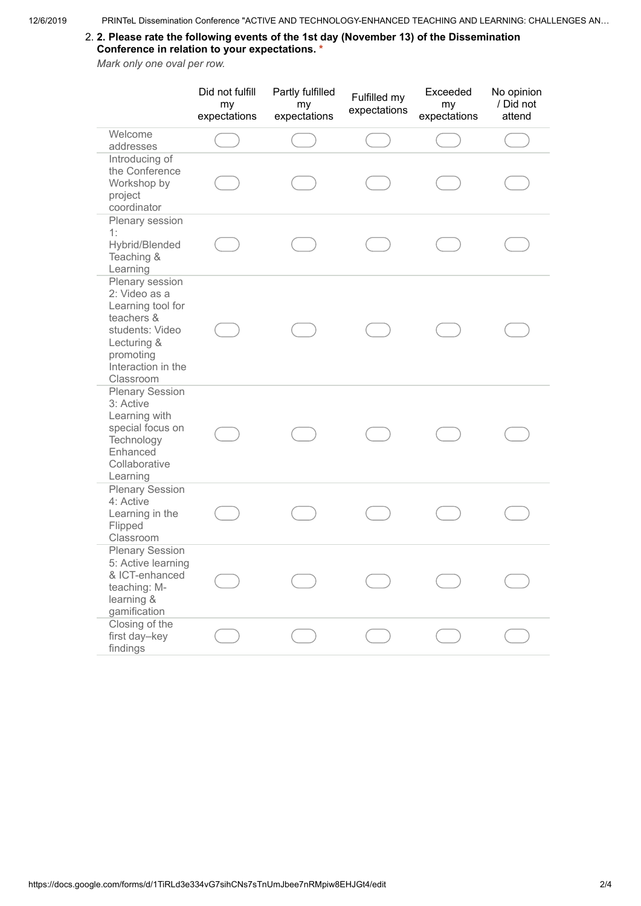2. **2. Please rate the following events of the 1st day (November 13) of the Dissemination Conference in relation to your expectations.** *

*Mark only one oval per row.*

| | Did not fulfill my expectations | Partly fulfilled my expectations | Fulfilled my expectations | Exceeded my expectations | No opinion / Did not attend |
|---|---|---|---|---|---|
| Welcome addresses | ◯ | ◯ | ◯ | ◯ | ◯ |
| Introducing of the Conference Workshop by project coordinator | ◯ | ◯ | ◯ | ◯ | ◯ |
| Plenary session 1: Hybrid/Blended Teaching & Learning | ◯ | ◯ | ◯ | ◯ | ◯ |
| Plenary session 2: Video as a Learning tool for teachers & students: Video Lecturing & promoting Interaction in the Classroom | ◯ | ◯ | ◯ | ◯ | ◯ |
| Plenary Session 3: Active Learning with special focus on Technology Enhanced Collaborative Learning | ◯ | ◯ | ◯ | ◯ | ◯ |
| Plenary Session 4: Active Learning in the Flipped Classroom | ◯ | ◯ | ◯ | ◯ | ◯ |
| Plenary Session 5: Active learning & ICT-enhanced teaching: M-learning & gamification | ◯ | ◯ | ◯ | ◯ | ◯ |
| Closing of the first day–key findings | ◯ | ◯ | ◯ | ◯ | ◯ |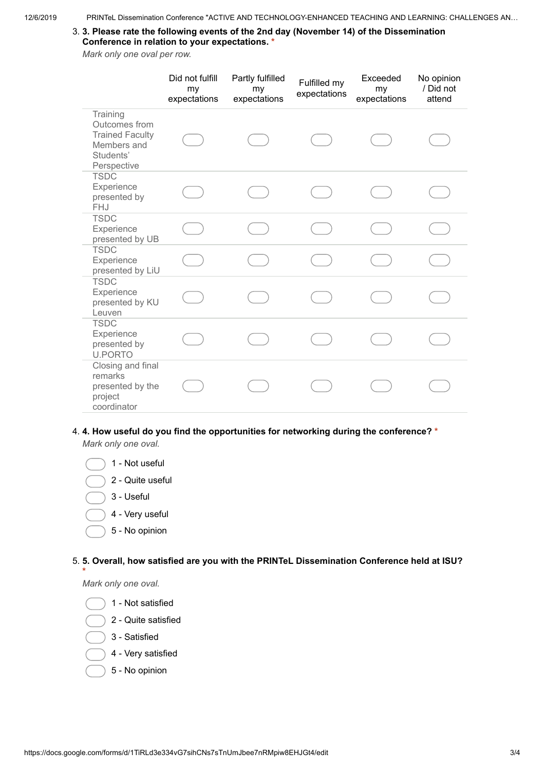3. **3. Please rate the following events of the 2nd day (November 14) of the Dissemination Conference in relation to your expectations.** *

*Mark only one oval per row.*

| | Did not fulfill my expectations | Partly fulfilled my expectations | Fulfilled my expectations | Exceeded my expectations | No opinion / Did not attend |
|---|---|---|---|---|---|
| Training Outcomes from Trained Faculty Members and Students' Perspective | ⬭ | ⬭ | ⬭ | ⬭ | ⬭ |
| TSDC Experience presented by FHJ | ⬭ | ⬭ | ⬭ | ⬭ | ⬭ |
| TSDC Experience presented by UB | ⬭ | ⬭ | ⬭ | ⬭ | ⬭ |
| TSDC Experience presented by LiU | ⬭ | ⬭ | ⬭ | ⬭ | ⬭ |
| TSDC Experience presented by KU Leuven | ⬭ | ⬭ | ⬭ | ⬭ | ⬭ |
| TSDC Experience presented by U.PORTO | ⬭ | ⬭ | ⬭ | ⬭ | ⬭ |
| Closing and final remarks presented by the project coordinator | ⬭ | ⬭ | ⬭ | ⬭ | ⬭ |

4. **4. How useful do you find the opportunities for networking during the conference?** *

*Mark only one oval.*

- ⬭ 1 - Not useful
- ⬭ 2 - Quite useful
- ⬭ 3 - Useful
- ⬭ 4 - Very useful
- ⬭ 5 - No opinion

5. **5. Overall, how satisfied are you with the PRINTeL Dissemination Conference held at ISU?** *

*Mark only one oval.*

- ⬭ 1 - Not satisfied
- ⬭ 2 - Quite satisfied
- ⬭ 3 - Satisfied
- ⬭ 4 - Very satisfied
- ⬭ 5 - No opinion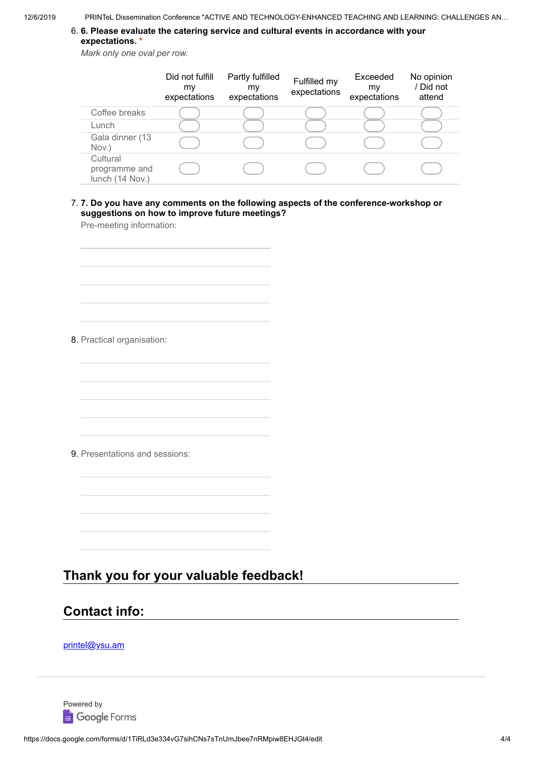6. **6. Please evaluate the catering service and cultural events in accordance with your expectations.** *

*Mark only one oval per row.*

| | Did not fulfill my expectations | Partly fulfilled my expectations | Fulfilled my expectations | Exceeded my expectations | No opinion / Did not attend |
|---|---|---|---|---|---|
| Coffee breaks | ◯ | ◯ | ◯ | ◯ | ◯ |
| Lunch | ◯ | ◯ | ◯ | ◯ | ◯ |
| Gala dinner (13 Nov.) | ◯ | ◯ | ◯ | ◯ | ◯ |
| Cultural programme and lunch (14 Nov.) | ◯ | ◯ | ◯ | ◯ | ◯ |

7. **7. Do you have any comments on the following aspects of the conference-workshop or suggestions on how to improve future meetings?**

Pre-meeting information:

8. Practical organisation:

9. Presentations and sessions:

## Thank you for your valuable feedback!

## Contact info:

printel@ysu.am

Powered by Google Forms